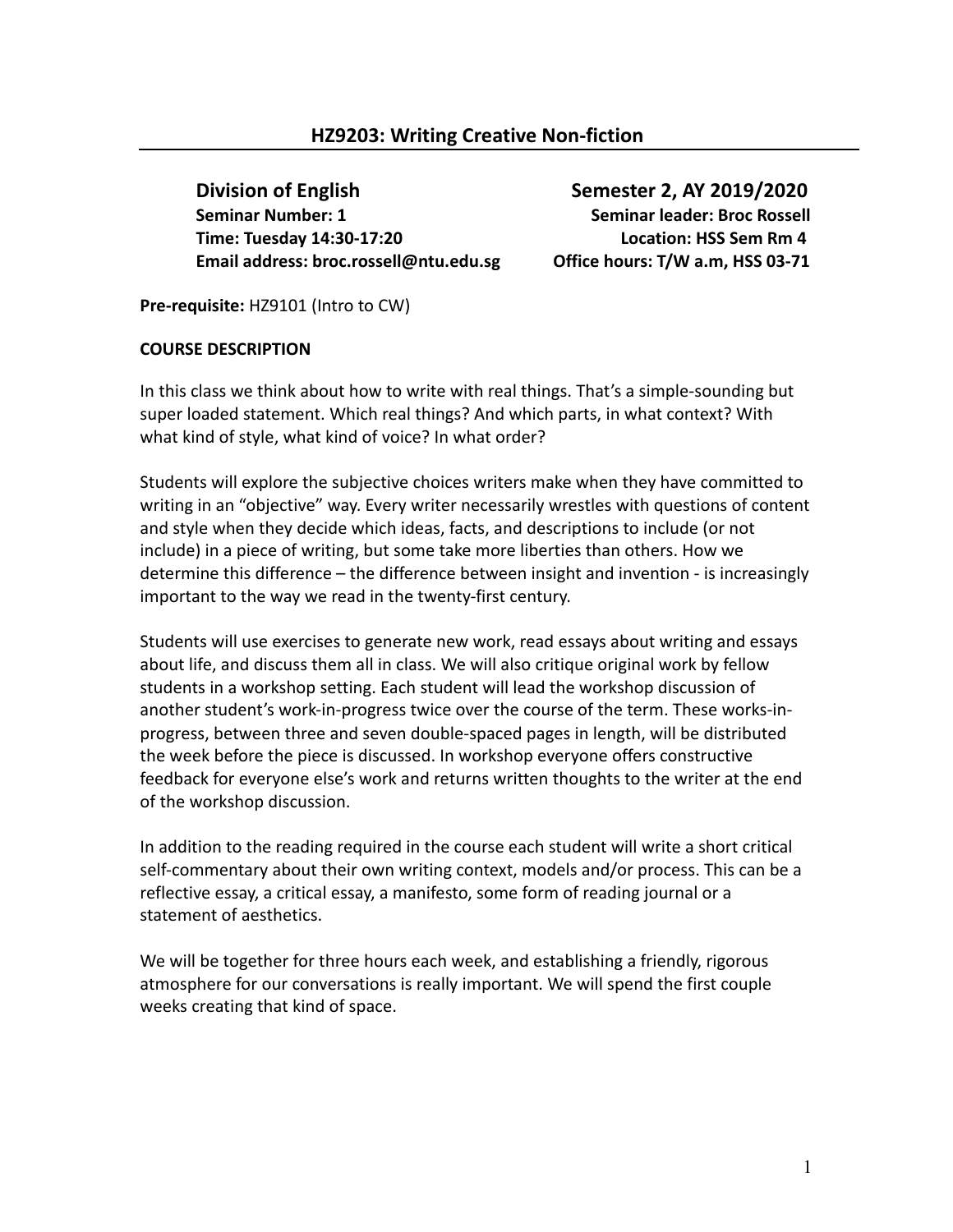# HZ9203: Writing Creative Non-fiction

**Division of English**

**Semester 2, AY 2019/2020**

**Seminar Number: 1**

**Seminar leader: Broc Rossell**

**Time: Tuesday 14:30-17:20**

**Location: HSS Sem Rm 4**

**Email address: broc.rossell@ntu.edu.sg**

**Office hours: T/W a.m, HSS 03-71**

**Pre-requisite:** HZ9101 (Intro to CW)

**COURSE DESCRIPTION**

In this class we think about how to write with real things. That's a simple-sounding but super loaded statement. Which real things? And which parts, in what context? With what kind of style, what kind of voice? In what order?

Students will explore the subjective choices writers make when they have committed to writing in an "objective" way. Every writer necessarily wrestles with questions of content and style when they decide which ideas, facts, and descriptions to include (or not include) in a piece of writing, but some take more liberties than others. How we determine this difference – the difference between insight and invention - is increasingly important to the way we read in the twenty-first century.

Students will use exercises to generate new work, read essays about writing and essays about life, and discuss them all in class. We will also critique original work by fellow students in a workshop setting. Each student will lead the workshop discussion of another student's work-in-progress twice over the course of the term. These works-in-progress, between three and seven double-spaced pages in length, will be distributed the week before the piece is discussed. In workshop everyone offers constructive feedback for everyone else's work and returns written thoughts to the writer at the end of the workshop discussion.

In addition to the reading required in the course each student will write a short critical self-commentary about their own writing context, models and/or process. This can be a reflective essay, a critical essay, a manifesto, some form of reading journal or a statement of aesthetics.

We will be together for three hours each week, and establishing a friendly, rigorous atmosphere for our conversations is really important. We will spend the first couple weeks creating that kind of space.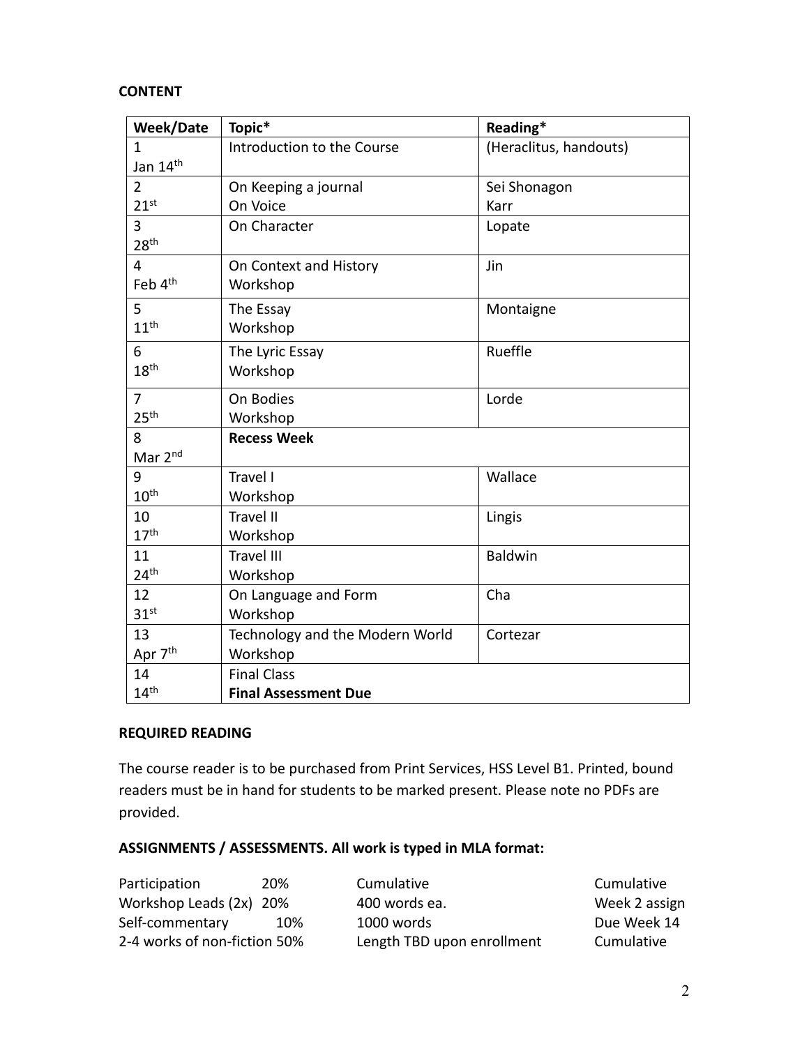**CONTENT**

| Week/Date | Topic* | Reading* |
|---|---|---|
| 1<br>Jan 14th | Introduction to the Course | (Heraclitus, handouts) |
| 2<br>21st | On Keeping a journal<br>On Voice | Sei Shonagon<br>Karr |
| 3<br>28th | On Character | Lopate |
| 4<br>Feb 4th | On Context and History<br>Workshop | Jin |
| 5<br>11th | The Essay<br>Workshop | Montaigne |
| 6<br>18th | The Lyric Essay<br>Workshop | Rueffle |
| 7<br>25th | On Bodies<br>Workshop | Lorde |
| 8<br>Mar 2nd | **Recess Week** | |
| 9<br>10th | Travel I<br>Workshop | Wallace |
| 10<br>17th | Travel II<br>Workshop | Lingis |
| 11<br>24th | Travel III<br>Workshop | Baldwin |
| 12<br>31st | On Language and Form<br>Workshop | Cha |
| 13<br>Apr 7th | Technology and the Modern World<br>Workshop | Cortezar |
| 14<br>14th | Final Class<br>**Final Assessment Due** | |

**REQUIRED READING**

The course reader is to be purchased from Print Services, HSS Level B1. Printed, bound readers must be in hand for students to be marked present. Please note no PDFs are provided.

**ASSIGNMENTS / ASSESSMENTS. All work is typed in MLA format:**

| | | | |
|---|---|---|---|
| Participation | 20% | Cumulative | Cumulative |
| Workshop Leads (2x) | 20% | 400 words ea. | Week 2 assign |
| Self-commentary | 10% | 1000 words | Due Week 14 |
| 2-4 works of non-fiction | 50% | Length TBD upon enrollment | Cumulative |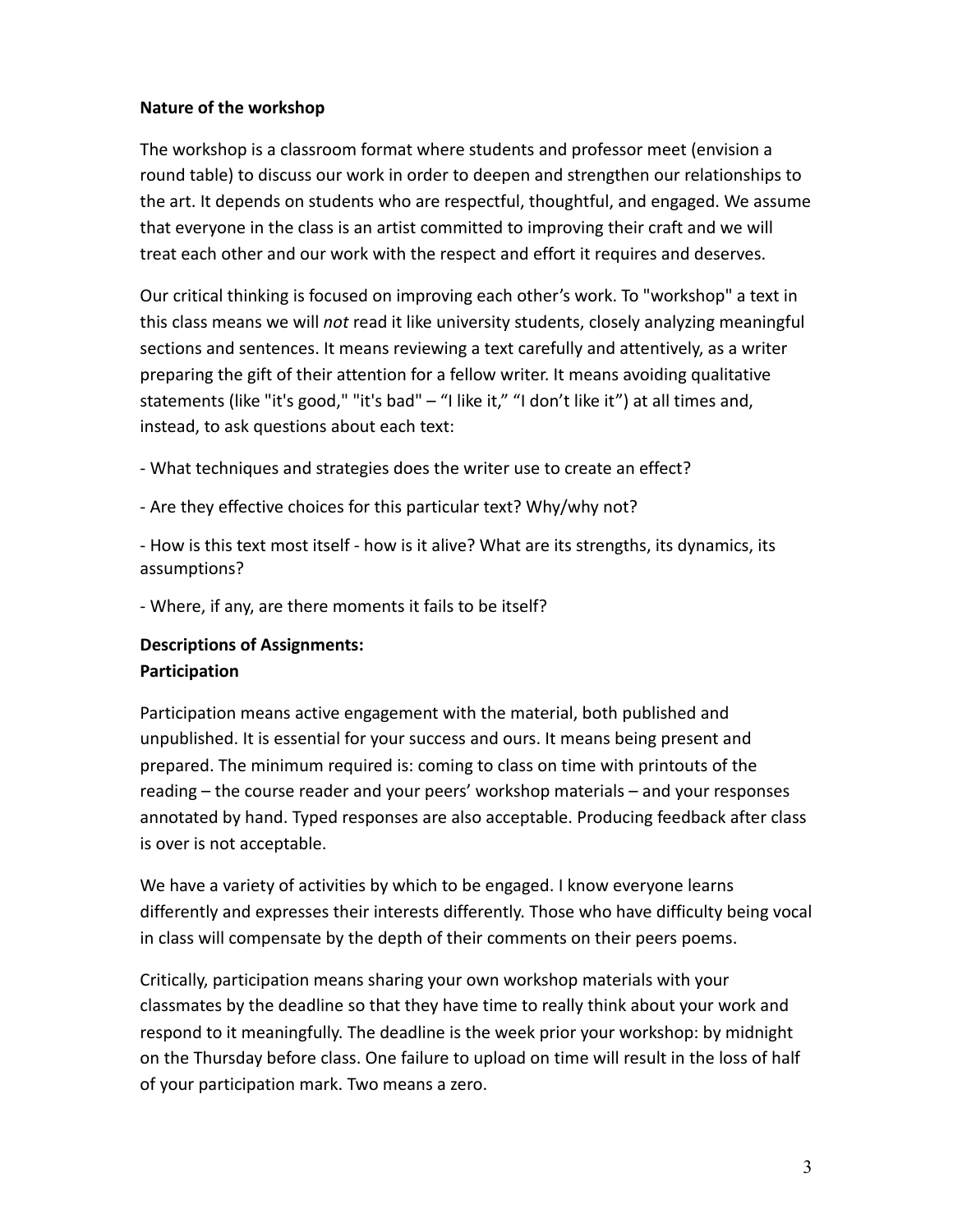**Nature of the workshop**

The workshop is a classroom format where students and professor meet (envision a round table) to discuss our work in order to deepen and strengthen our relationships to the art. It depends on students who are respectful, thoughtful, and engaged. We assume that everyone in the class is an artist committed to improving their craft and we will treat each other and our work with the respect and effort it requires and deserves.

Our critical thinking is focused on improving each other's work. To "workshop" a text in this class means we will *not* read it like university students, closely analyzing meaningful sections and sentences. It means reviewing a text carefully and attentively, as a writer preparing the gift of their attention for a fellow writer. It means avoiding qualitative statements (like "it's good," "it's bad" – "I like it," "I don't like it") at all times and, instead, to ask questions about each text:

- What techniques and strategies does the writer use to create an effect?

- Are they effective choices for this particular text? Why/why not?

- How is this text most itself - how is it alive? What are its strengths, its dynamics, its assumptions?

- Where, if any, are there moments it fails to be itself?

**Descriptions of Assignments:**
**Participation**

Participation means active engagement with the material, both published and unpublished. It is essential for your success and ours. It means being present and prepared. The minimum required is: coming to class on time with printouts of the reading – the course reader and your peers' workshop materials – and your responses annotated by hand. Typed responses are also acceptable. Producing feedback after class is over is not acceptable.

We have a variety of activities by which to be engaged. I know everyone learns differently and expresses their interests differently. Those who have difficulty being vocal in class will compensate by the depth of their comments on their peers poems.

Critically, participation means sharing your own workshop materials with your classmates by the deadline so that they have time to really think about your work and respond to it meaningfully. The deadline is the week prior your workshop: by midnight on the Thursday before class. One failure to upload on time will result in the loss of half of your participation mark. Two means a zero.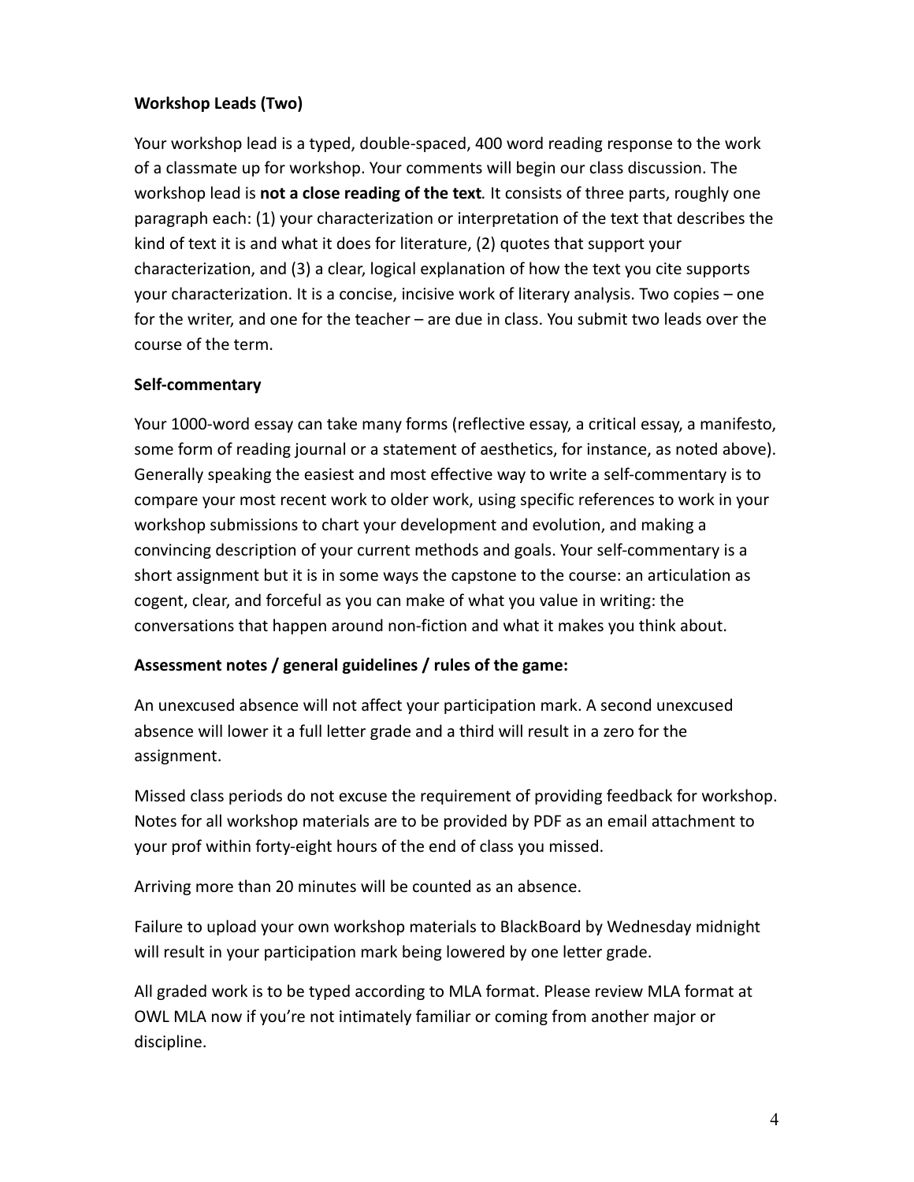**Workshop Leads (Two)**

Your workshop lead is a typed, double-spaced, 400 word reading response to the work of a classmate up for workshop. Your comments will begin our class discussion. The workshop lead is **not a close reading of the text***.* It consists of three parts, roughly one paragraph each: (1) your characterization or interpretation of the text that describes the kind of text it is and what it does for literature, (2) quotes that support your characterization, and (3) a clear, logical explanation of how the text you cite supports your characterization. It is a concise, incisive work of literary analysis. Two copies – one for the writer, and one for the teacher – are due in class. You submit two leads over the course of the term.

**Self-commentary**

Your 1000-word essay can take many forms (reflective essay, a critical essay, a manifesto, some form of reading journal or a statement of aesthetics, for instance, as noted above). Generally speaking the easiest and most effective way to write a self-commentary is to compare your most recent work to older work, using specific references to work in your workshop submissions to chart your development and evolution, and making a convincing description of your current methods and goals. Your self-commentary is a short assignment but it is in some ways the capstone to the course: an articulation as cogent, clear, and forceful as you can make of what you value in writing: the conversations that happen around non-fiction and what it makes you think about.

**Assessment notes / general guidelines / rules of the game:**

An unexcused absence will not affect your participation mark. A second unexcused absence will lower it a full letter grade and a third will result in a zero for the assignment.

Missed class periods do not excuse the requirement of providing feedback for workshop. Notes for all workshop materials are to be provided by PDF as an email attachment to your prof within forty-eight hours of the end of class you missed.

Arriving more than 20 minutes will be counted as an absence.

Failure to upload your own workshop materials to BlackBoard by Wednesday midnight will result in your participation mark being lowered by one letter grade.

All graded work is to be typed according to MLA format. Please review MLA format at OWL MLA now if you're not intimately familiar or coming from another major or discipline.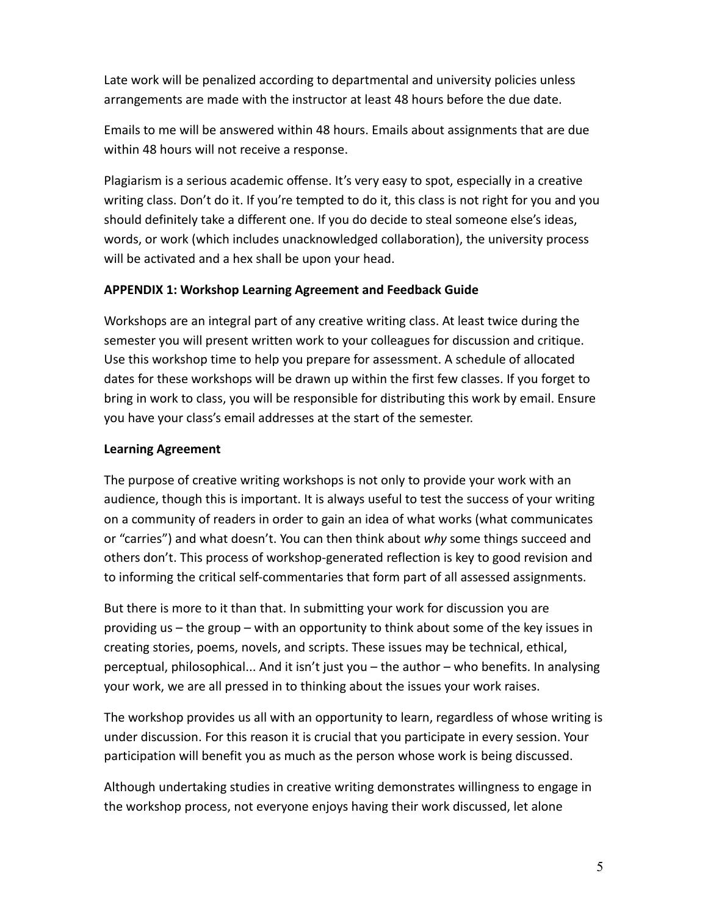Late work will be penalized according to departmental and university policies unless arrangements are made with the instructor at least 48 hours before the due date.

Emails to me will be answered within 48 hours. Emails about assignments that are due within 48 hours will not receive a response.

Plagiarism is a serious academic offense. It's very easy to spot, especially in a creative writing class. Don't do it. If you're tempted to do it, this class is not right for you and you should definitely take a different one. If you do decide to steal someone else's ideas, words, or work (which includes unacknowledged collaboration), the university process will be activated and a hex shall be upon your head.

**APPENDIX 1: Workshop Learning Agreement and Feedback Guide**

Workshops are an integral part of any creative writing class. At least twice during the semester you will present written work to your colleagues for discussion and critique. Use this workshop time to help you prepare for assessment. A schedule of allocated dates for these workshops will be drawn up within the first few classes. If you forget to bring in work to class, you will be responsible for distributing this work by email. Ensure you have your class's email addresses at the start of the semester.

**Learning Agreement**

The purpose of creative writing workshops is not only to provide your work with an audience, though this is important. It is always useful to test the success of your writing on a community of readers in order to gain an idea of what works (what communicates or "carries") and what doesn't. You can then think about *why* some things succeed and others don't. This process of workshop-generated reflection is key to good revision and to informing the critical self-commentaries that form part of all assessed assignments.

But there is more to it than that. In submitting your work for discussion you are providing us – the group – with an opportunity to think about some of the key issues in creating stories, poems, novels, and scripts. These issues may be technical, ethical, perceptual, philosophical... And it isn't just you – the author – who benefits. In analysing your work, we are all pressed in to thinking about the issues your work raises.

The workshop provides us all with an opportunity to learn, regardless of whose writing is under discussion. For this reason it is crucial that you participate in every session. Your participation will benefit you as much as the person whose work is being discussed.

Although undertaking studies in creative writing demonstrates willingness to engage in the workshop process, not everyone enjoys having their work discussed, let alone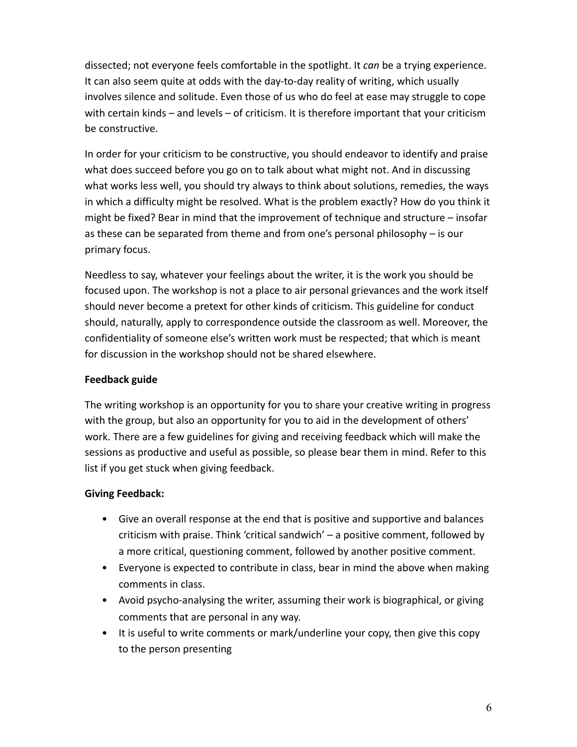dissected; not everyone feels comfortable in the spotlight. It *can* be a trying experience. It can also seem quite at odds with the day-to-day reality of writing, which usually involves silence and solitude. Even those of us who do feel at ease may struggle to cope with certain kinds – and levels – of criticism. It is therefore important that your criticism be constructive.

In order for your criticism to be constructive, you should endeavor to identify and praise what does succeed before you go on to talk about what might not. And in discussing what works less well, you should try always to think about solutions, remedies, the ways in which a difficulty might be resolved. What is the problem exactly? How do you think it might be fixed? Bear in mind that the improvement of technique and structure – insofar as these can be separated from theme and from one's personal philosophy – is our primary focus.

Needless to say, whatever your feelings about the writer, it is the work you should be focused upon. The workshop is not a place to air personal grievances and the work itself should never become a pretext for other kinds of criticism. This guideline for conduct should, naturally, apply to correspondence outside the classroom as well. Moreover, the confidentiality of someone else's written work must be respected; that which is meant for discussion in the workshop should not be shared elsewhere.

**Feedback guide**

The writing workshop is an opportunity for you to share your creative writing in progress with the group, but also an opportunity for you to aid in the development of others' work. There are a few guidelines for giving and receiving feedback which will make the sessions as productive and useful as possible, so please bear them in mind. Refer to this list if you get stuck when giving feedback.

**Giving Feedback:**

- Give an overall response at the end that is positive and supportive and balances criticism with praise. Think 'critical sandwich' – a positive comment, followed by a more critical, questioning comment, followed by another positive comment.
- Everyone is expected to contribute in class, bear in mind the above when making comments in class.
- Avoid psycho-analysing the writer, assuming their work is biographical, or giving comments that are personal in any way.
- It is useful to write comments or mark/underline your copy, then give this copy to the person presenting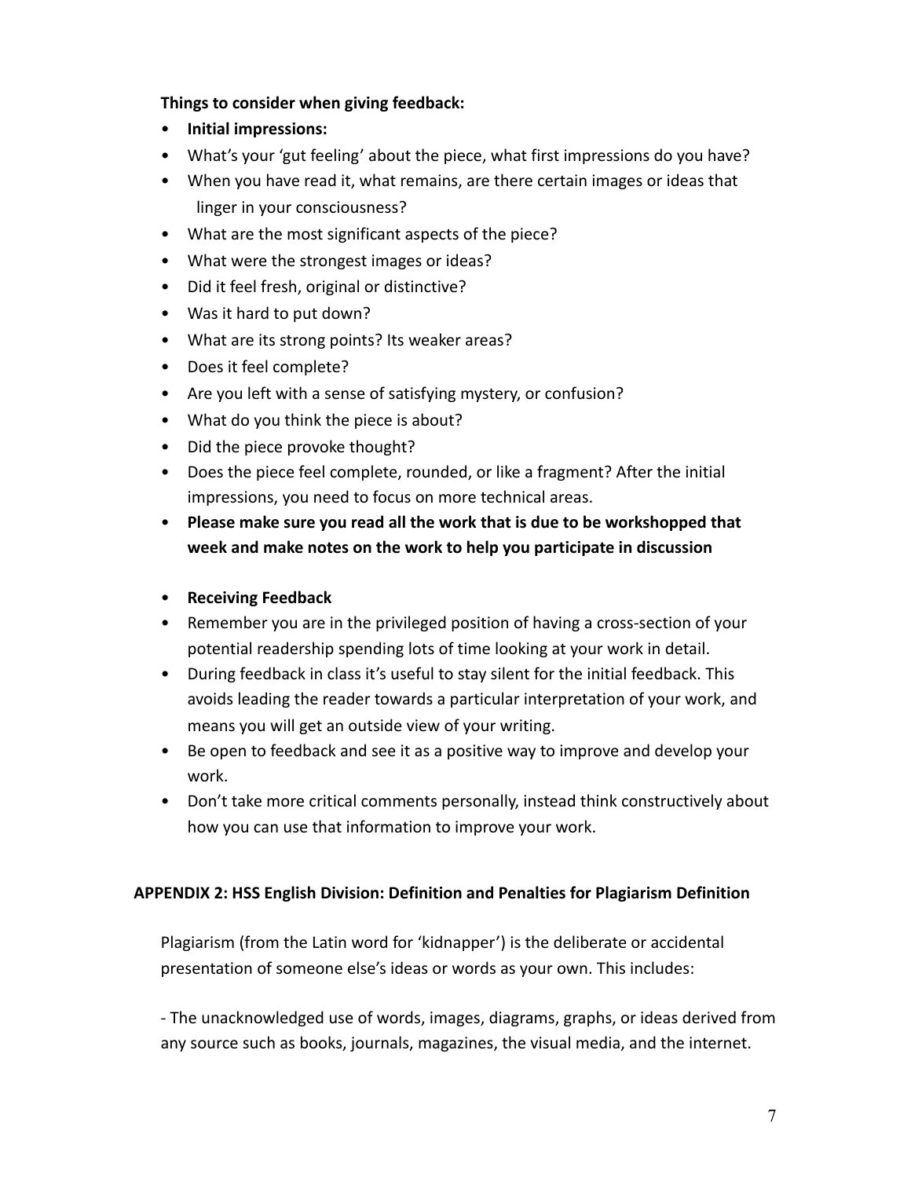**Things to consider when giving feedback:**

- **Initial impressions:**
- What's your 'gut feeling' about the piece, what first impressions do you have?
- When you have read it, what remains, are there certain images or ideas that linger in your consciousness?
- What are the most significant aspects of the piece?
- What were the strongest images or ideas?
- Did it feel fresh, original or distinctive?
- Was it hard to put down?
- What are its strong points? Its weaker areas?
- Does it feel complete?
- Are you left with a sense of satisfying mystery, or confusion?
- What do you think the piece is about?
- Did the piece provoke thought?
- Does the piece feel complete, rounded, or like a fragment? After the initial impressions, you need to focus on more technical areas.
- **Please make sure you read all the work that is due to be workshopped that week and make notes on the work to help you participate in discussion**

- **Receiving Feedback**
- Remember you are in the privileged position of having a cross-section of your potential readership spending lots of time looking at your work in detail.
- During feedback in class it's useful to stay silent for the initial feedback. This avoids leading the reader towards a particular interpretation of your work, and means you will get an outside view of your writing.
- Be open to feedback and see it as a positive way to improve and develop your work.
- Don't take more critical comments personally, instead think constructively about how you can use that information to improve your work.

## APPENDIX 2: HSS English Division: Definition and Penalties for Plagiarism Definition

Plagiarism (from the Latin word for 'kidnapper') is the deliberate or accidental presentation of someone else's ideas or words as your own. This includes:

- The unacknowledged use of words, images, diagrams, graphs, or ideas derived from any source such as books, journals, magazines, the visual media, and the internet.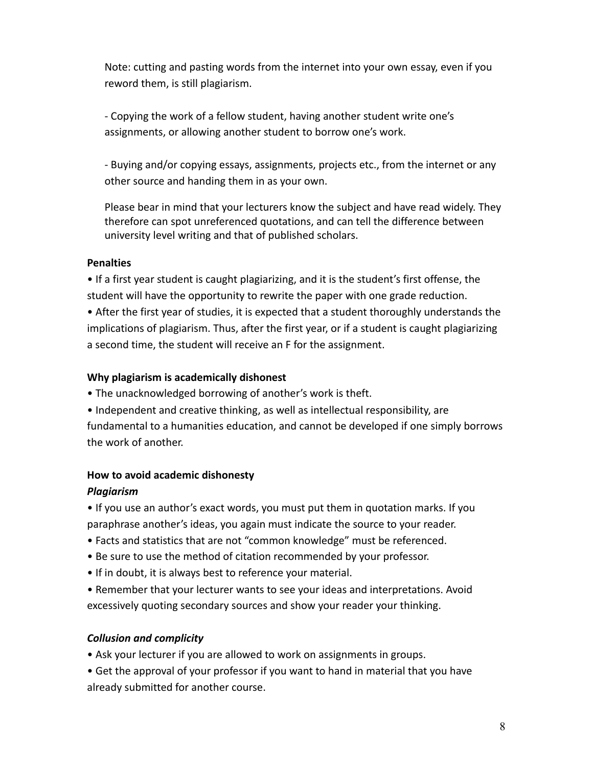Note: cutting and pasting words from the internet into your own essay, even if you reword them, is still plagiarism.

- Copying the work of a fellow student, having another student write one's assignments, or allowing another student to borrow one's work.

- Buying and/or copying essays, assignments, projects etc., from the internet or any other source and handing them in as your own.

Please bear in mind that your lecturers know the subject and have read widely. They therefore can spot unreferenced quotations, and can tell the difference between university level writing and that of published scholars.

**Penalties**

- If a first year student is caught plagiarizing, and it is the student's first offense, the student will have the opportunity to rewrite the paper with one grade reduction.
- After the first year of studies, it is expected that a student thoroughly understands the implications of plagiarism. Thus, after the first year, or if a student is caught plagiarizing a second time, the student will receive an F for the assignment.

**Why plagiarism is academically dishonest**

- The unacknowledged borrowing of another's work is theft.
- Independent and creative thinking, as well as intellectual responsibility, are fundamental to a humanities education, and cannot be developed if one simply borrows the work of another.

**How to avoid academic dishonesty**

***Plagiarism***

- If you use an author's exact words, you must put them in quotation marks. If you paraphrase another's ideas, you again must indicate the source to your reader.
- Facts and statistics that are not "common knowledge" must be referenced.
- Be sure to use the method of citation recommended by your professor.
- If in doubt, it is always best to reference your material.
- Remember that your lecturer wants to see your ideas and interpretations. Avoid excessively quoting secondary sources and show your reader your thinking.

***Collusion and complicity***

- Ask your lecturer if you are allowed to work on assignments in groups.
- Get the approval of your professor if you want to hand in material that you have already submitted for another course.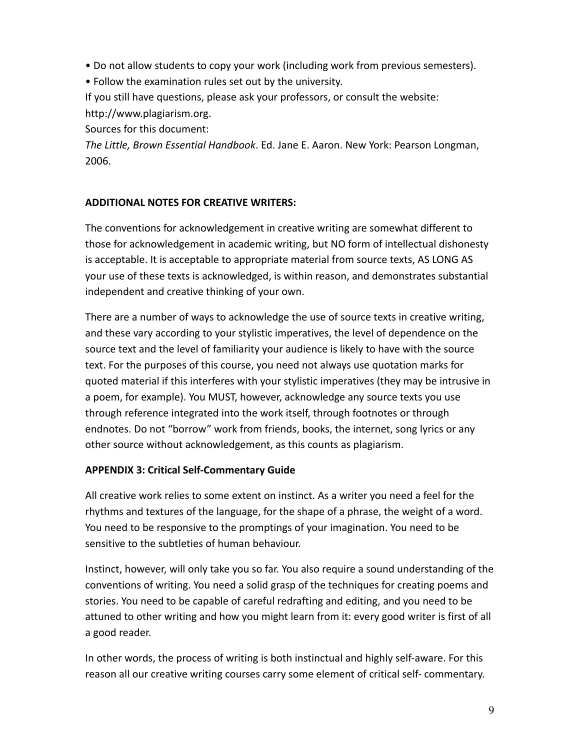- Do not allow students to copy your work (including work from previous semesters).
- Follow the examination rules set out by the university.

If you still have questions, please ask your professors, or consult the website: http://www.plagiarism.org.

Sources for this document:

*The Little, Brown Essential Handbook*. Ed. Jane E. Aaron. New York: Pearson Longman, 2006.

**ADDITIONAL NOTES FOR CREATIVE WRITERS:**

The conventions for acknowledgement in creative writing are somewhat different to those for acknowledgement in academic writing, but NO form of intellectual dishonesty is acceptable. It is acceptable to appropriate material from source texts, AS LONG AS your use of these texts is acknowledged, is within reason, and demonstrates substantial independent and creative thinking of your own.

There are a number of ways to acknowledge the use of source texts in creative writing, and these vary according to your stylistic imperatives, the level of dependence on the source text and the level of familiarity your audience is likely to have with the source text. For the purposes of this course, you need not always use quotation marks for quoted material if this interferes with your stylistic imperatives (they may be intrusive in a poem, for example). You MUST, however, acknowledge any source texts you use through reference integrated into the work itself, through footnotes or through endnotes. Do not "borrow" work from friends, books, the internet, song lyrics or any other source without acknowledgement, as this counts as plagiarism.

**APPENDIX 3: Critical Self-Commentary Guide**

All creative work relies to some extent on instinct. As a writer you need a feel for the rhythms and textures of the language, for the shape of a phrase, the weight of a word. You need to be responsive to the promptings of your imagination. You need to be sensitive to the subtleties of human behaviour.

Instinct, however, will only take you so far. You also require a sound understanding of the conventions of writing. You need a solid grasp of the techniques for creating poems and stories. You need to be capable of careful redrafting and editing, and you need to be attuned to other writing and how you might learn from it: every good writer is first of all a good reader.

In other words, the process of writing is both instinctual and highly self-aware. For this reason all our creative writing courses carry some element of critical self- commentary.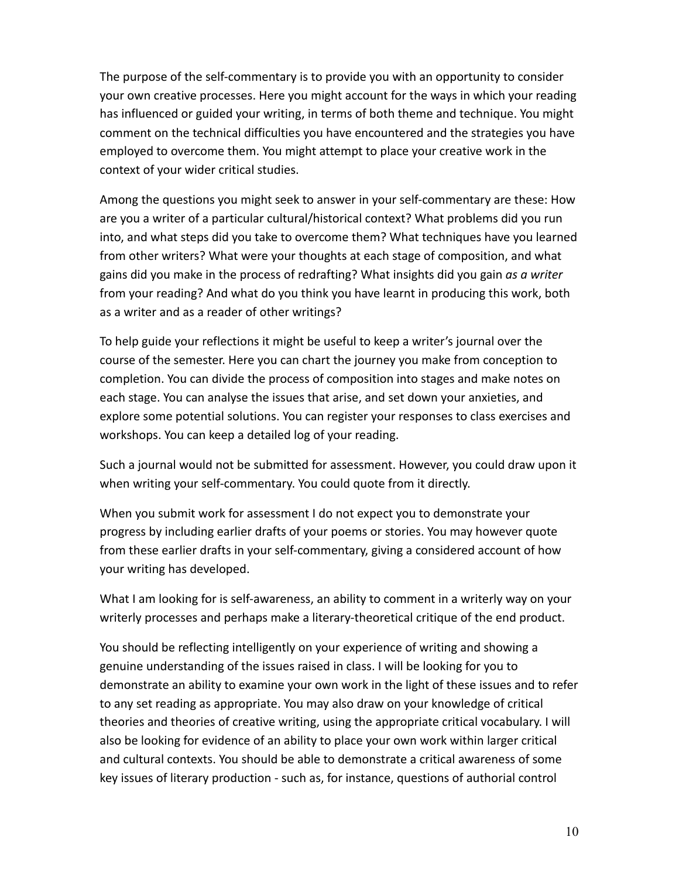The purpose of the self-commentary is to provide you with an opportunity to consider your own creative processes. Here you might account for the ways in which your reading has influenced or guided your writing, in terms of both theme and technique. You might comment on the technical difficulties you have encountered and the strategies you have employed to overcome them. You might attempt to place your creative work in the context of your wider critical studies.

Among the questions you might seek to answer in your self-commentary are these: How are you a writer of a particular cultural/historical context? What problems did you run into, and what steps did you take to overcome them? What techniques have you learned from other writers? What were your thoughts at each stage of composition, and what gains did you make in the process of redrafting? What insights did you gain *as a writer* from your reading? And what do you think you have learnt in producing this work, both as a writer and as a reader of other writings?

To help guide your reflections it might be useful to keep a writer's journal over the course of the semester. Here you can chart the journey you make from conception to completion. You can divide the process of composition into stages and make notes on each stage. You can analyse the issues that arise, and set down your anxieties, and explore some potential solutions. You can register your responses to class exercises and workshops. You can keep a detailed log of your reading.

Such a journal would not be submitted for assessment. However, you could draw upon it when writing your self-commentary. You could quote from it directly.

When you submit work for assessment I do not expect you to demonstrate your progress by including earlier drafts of your poems or stories. You may however quote from these earlier drafts in your self-commentary, giving a considered account of how your writing has developed.

What I am looking for is self-awareness, an ability to comment in a writerly way on your writerly processes and perhaps make a literary-theoretical critique of the end product.

You should be reflecting intelligently on your experience of writing and showing a genuine understanding of the issues raised in class. I will be looking for you to demonstrate an ability to examine your own work in the light of these issues and to refer to any set reading as appropriate. You may also draw on your knowledge of critical theories and theories of creative writing, using the appropriate critical vocabulary. I will also be looking for evidence of an ability to place your own work within larger critical and cultural contexts. You should be able to demonstrate a critical awareness of some key issues of literary production - such as, for instance, questions of authorial control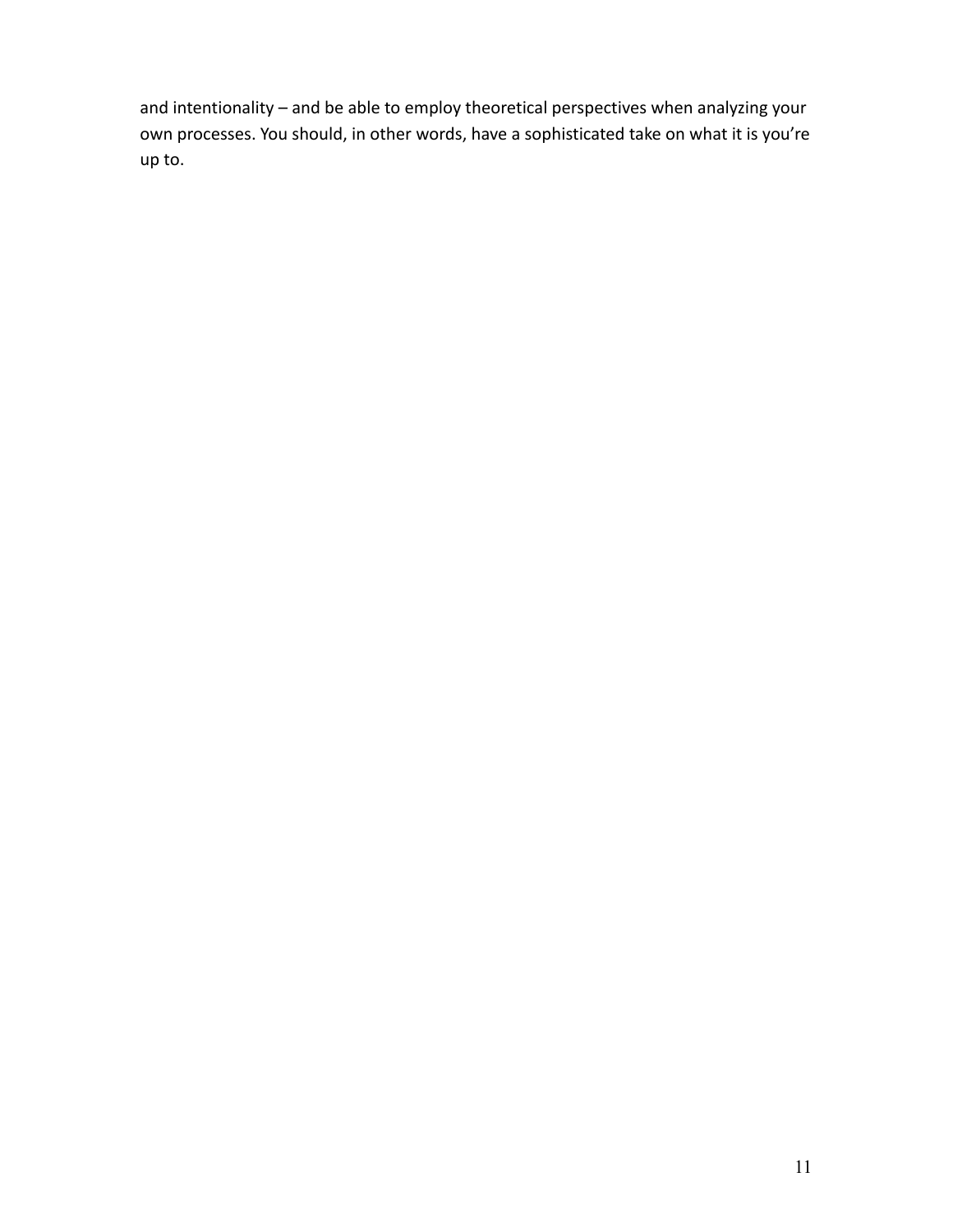and intentionality – and be able to employ theoretical perspectives when analyzing your own processes. You should, in other words, have a sophisticated take on what it is you're up to.